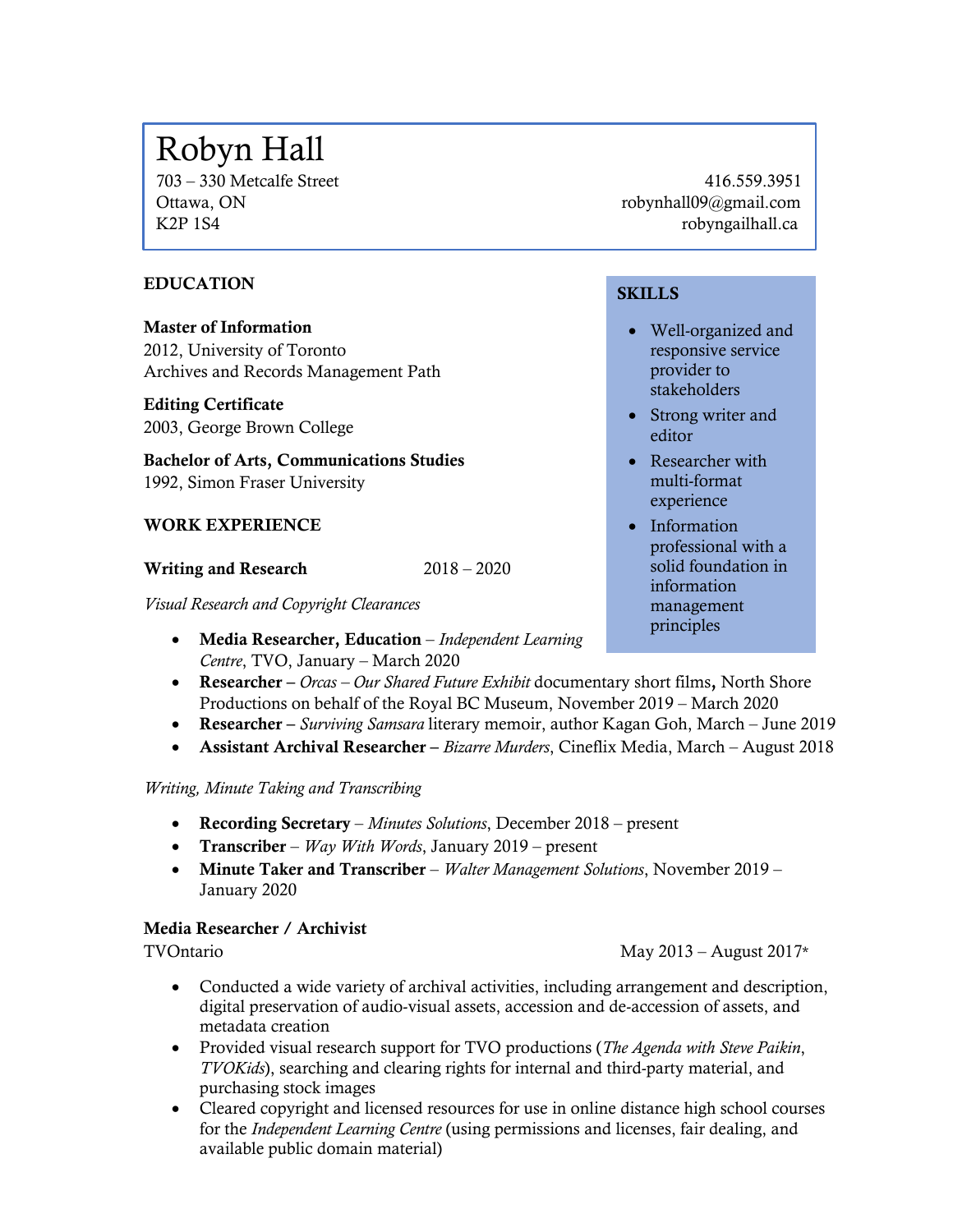# Robyn Hall

703 – 330 Metcalfe Street
Ottawa, ON
K2P 1S4

416.559.3951
robynhall09@gmail.com
robyngailhall.ca

## SKILLS

- Well-organized and responsive service provider to stakeholders
- Strong writer and editor
- Researcher with multi-format experience
- Information professional with a solid foundation in information management principles

## EDUCATION

**Master of Information**
2012, University of Toronto
Archives and Records Management Path

**Editing Certificate**
2003, George Brown College

**Bachelor of Arts, Communications Studies**
1992, Simon Fraser University

## WORK EXPERIENCE

**Writing and Research** 2018 – 2020

*Visual Research and Copyright Clearances*

- **Media Researcher, Education** – *Independent Learning Centre*, TVO, January – March 2020
- **Researcher –** *Orcas – Our Shared Future Exhibit* documentary short films**,** North Shore Productions on behalf of the Royal BC Museum, November 2019 – March 2020
- **Researcher –** *Surviving Samsara* literary memoir, author Kagan Goh, March – June 2019
- **Assistant Archival Researcher –** *Bizarre Murders*, Cineflix Media, March – August 2018

*Writing, Minute Taking and Transcribing*

- **Recording Secretary** – *Minutes Solutions*, December 2018 – present
- **Transcriber** – *Way With Words*, January 2019 – present
- **Minute Taker and Transcriber** – *Walter Management Solutions*, November 2019 – January 2020

**Media Researcher / Archivist**
TVOntario May 2013 – August 2017*

- Conducted a wide variety of archival activities, including arrangement and description, digital preservation of audio-visual assets, accession and de-accession of assets, and metadata creation
- Provided visual research support for TVO productions (*The Agenda with Steve Paikin*, *TVOKids*), searching and clearing rights for internal and third-party material, and purchasing stock images
- Cleared copyright and licensed resources for use in online distance high school courses for the *Independent Learning Centre* (using permissions and licenses, fair dealing, and available public domain material)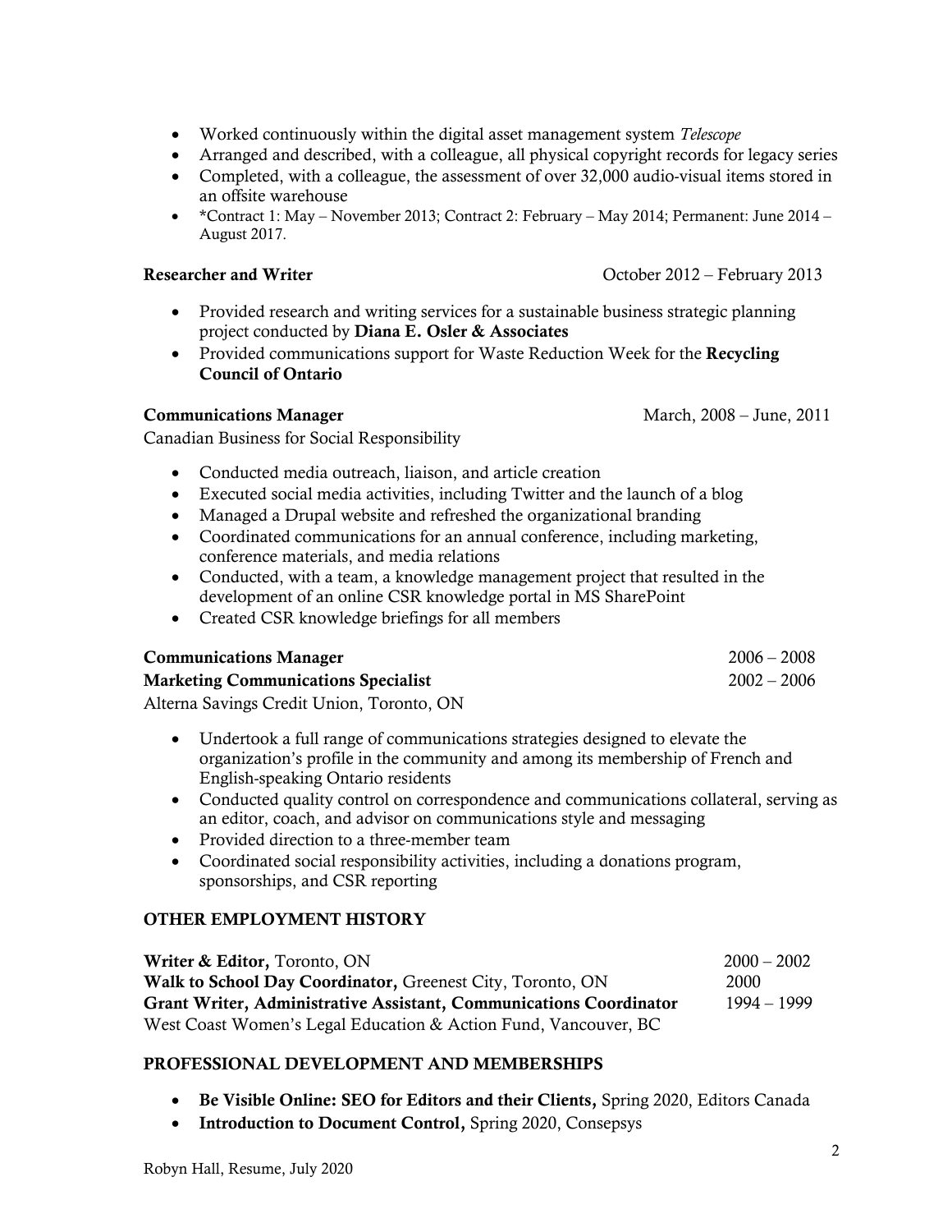- Worked continuously within the digital asset management system *Telescope*
- Arranged and described, with a colleague, all physical copyright records for legacy series
- Completed, with a colleague, the assessment of over 32,000 audio-visual items stored in an offsite warehouse
- *Contract 1: May – November 2013; Contract 2: February – May 2014; Permanent: June 2014 – August 2017.

**Researcher and Writer** October 2012 – February 2013

- Provided research and writing services for a sustainable business strategic planning project conducted by **Diana E. Osler & Associates**
- Provided communications support for Waste Reduction Week for the **Recycling Council of Ontario**

**Communications Manager** March, 2008 – June, 2011

Canadian Business for Social Responsibility

- Conducted media outreach, liaison, and article creation
- Executed social media activities, including Twitter and the launch of a blog
- Managed a Drupal website and refreshed the organizational branding
- Coordinated communications for an annual conference, including marketing, conference materials, and media relations
- Conducted, with a team, a knowledge management project that resulted in the development of an online CSR knowledge portal in MS SharePoint
- Created CSR knowledge briefings for all members

**Communications Manager** 2006 – 2008

**Marketing Communications Specialist** 2002 – 2006

Alterna Savings Credit Union, Toronto, ON

- Undertook a full range of communications strategies designed to elevate the organization's profile in the community and among its membership of French and English-speaking Ontario residents
- Conducted quality control on correspondence and communications collateral, serving as an editor, coach, and advisor on communications style and messaging
- Provided direction to a three-member team
- Coordinated social responsibility activities, including a donations program, sponsorships, and CSR reporting

## OTHER EMPLOYMENT HISTORY

**Writer & Editor,** Toronto, ON 2000 – 2002

**Walk to School Day Coordinator,** Greenest City, Toronto, ON 2000

**Grant Writer, Administrative Assistant, Communications Coordinator** 1994 – 1999

West Coast Women's Legal Education & Action Fund, Vancouver, BC

## PROFESSIONAL DEVELOPMENT AND MEMBERSHIPS

- **Be Visible Online: SEO for Editors and their Clients,** Spring 2020, Editors Canada
- **Introduction to Document Control,** Spring 2020, Consepsys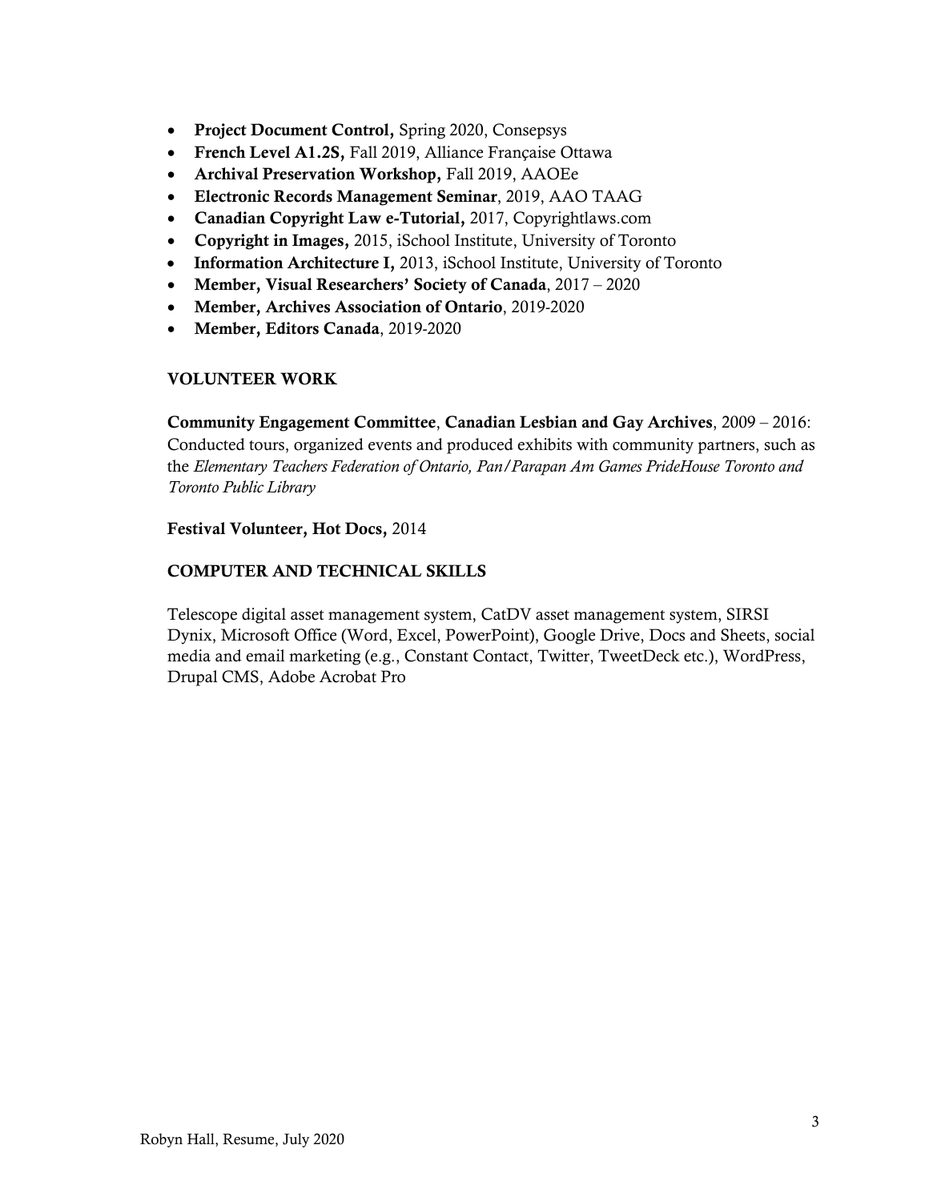- **Project Document Control,** Spring 2020, Consepsys
- **French Level A1.2S,** Fall 2019, Alliance Française Ottawa
- **Archival Preservation Workshop,** Fall 2019, AAOEe
- **Electronic Records Management Seminar**, 2019, AAO TAAG
- **Canadian Copyright Law e-Tutorial,** 2017, Copyrightlaws.com
- **Copyright in Images,** 2015, iSchool Institute, University of Toronto
- **Information Architecture I,** 2013, iSchool Institute, University of Toronto
- **Member, Visual Researchers' Society of Canada**, 2017 – 2020
- **Member, Archives Association of Ontario**, 2019-2020
- **Member, Editors Canada**, 2019-2020

## VOLUNTEER WORK

**Community Engagement Committee**, **Canadian Lesbian and Gay Archives**, 2009 – 2016: Conducted tours, organized events and produced exhibits with community partners, such as the *Elementary Teachers Federation of Ontario, Pan/Parapan Am Games PrideHouse Toronto and Toronto Public Library*

**Festival Volunteer, Hot Docs,** 2014

## COMPUTER AND TECHNICAL SKILLS

Telescope digital asset management system, CatDV asset management system, SIRSI Dynix, Microsoft Office (Word, Excel, PowerPoint), Google Drive, Docs and Sheets, social media and email marketing (e.g., Constant Contact, Twitter, TweetDeck etc.), WordPress, Drupal CMS, Adobe Acrobat Pro